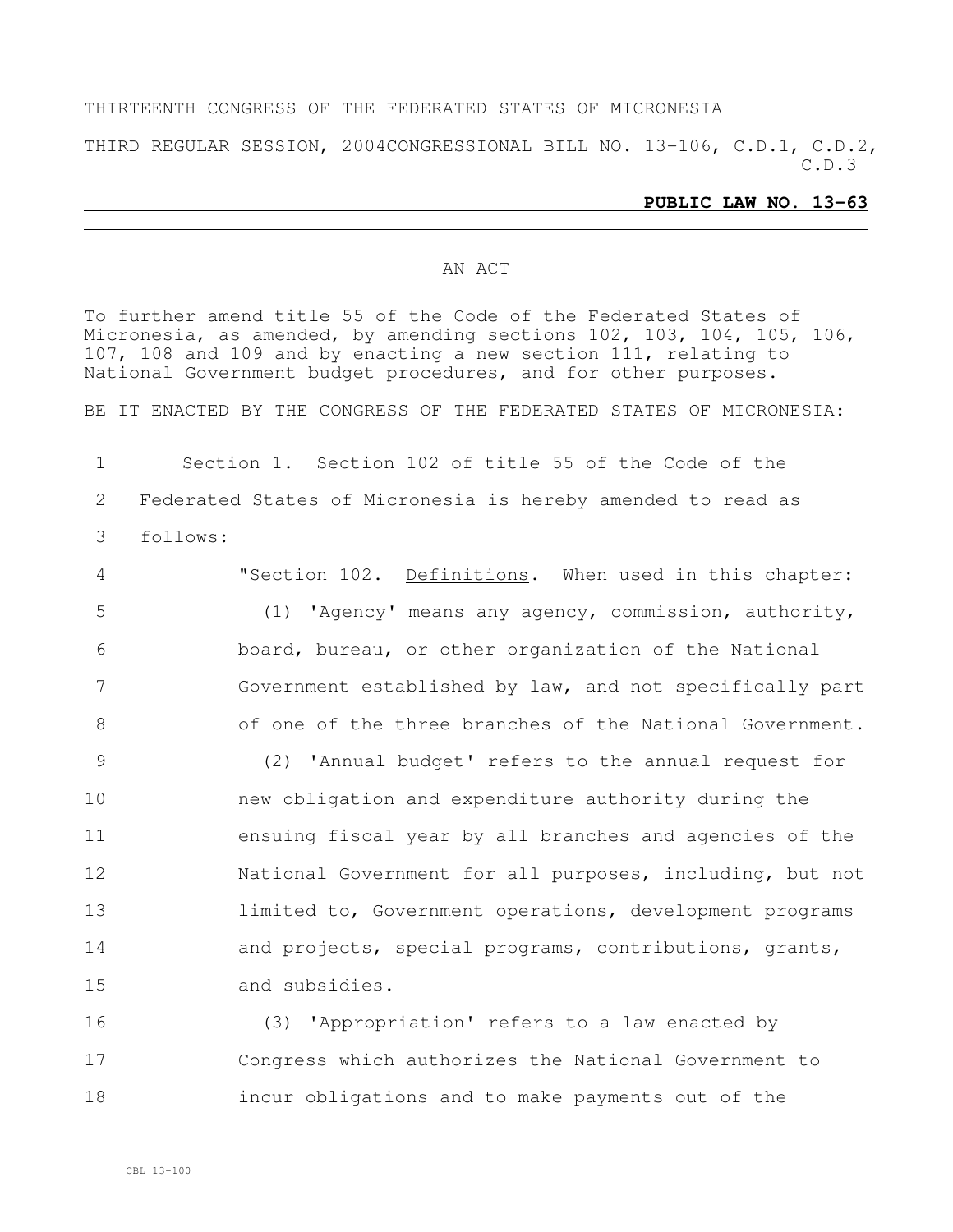THIRTEENTH CONGRESS OF THE FEDERATED STATES OF MICRONESIA

THIRD REGULAR SESSION, 2004 CONGRESSIONAL BILL NO. 13-106, C.D.1, C.D.2, C.D.3

**PUBLIC LAW NO. 13-63**

---

AN ACT

To further amend title 55 of the Code of the Federated States of Micronesia, as amended, by amending sections 102, 103, 104, 105, 106, 107, 108 and 109 and by enacting a new section 111, relating to National Government budget procedures, and for other purposes.

BE IT ENACTED BY THE CONGRESS OF THE FEDERATED STATES OF MICRONESIA:

1 Section 1. Section 102 of title 55 of the Code of the
2 Federated States of Micronesia is hereby amended to read as
3 follows:

4 "Section 102. Definitions. When used in this chapter:

5 (1) 'Agency' means any agency, commission, authority,
6 board, bureau, or other organization of the National
7 Government established by law, and not specifically part
8 of one of the three branches of the National Government.

9 (2) 'Annual budget' refers to the annual request for
10 new obligation and expenditure authority during the
11 ensuing fiscal year by all branches and agencies of the
12 National Government for all purposes, including, but not
13 limited to, Government operations, development programs
14 and projects, special programs, contributions, grants,
15 and subsidies.

16 (3) 'Appropriation' refers to a law enacted by
17 Congress which authorizes the National Government to
18 incur obligations and to make payments out of the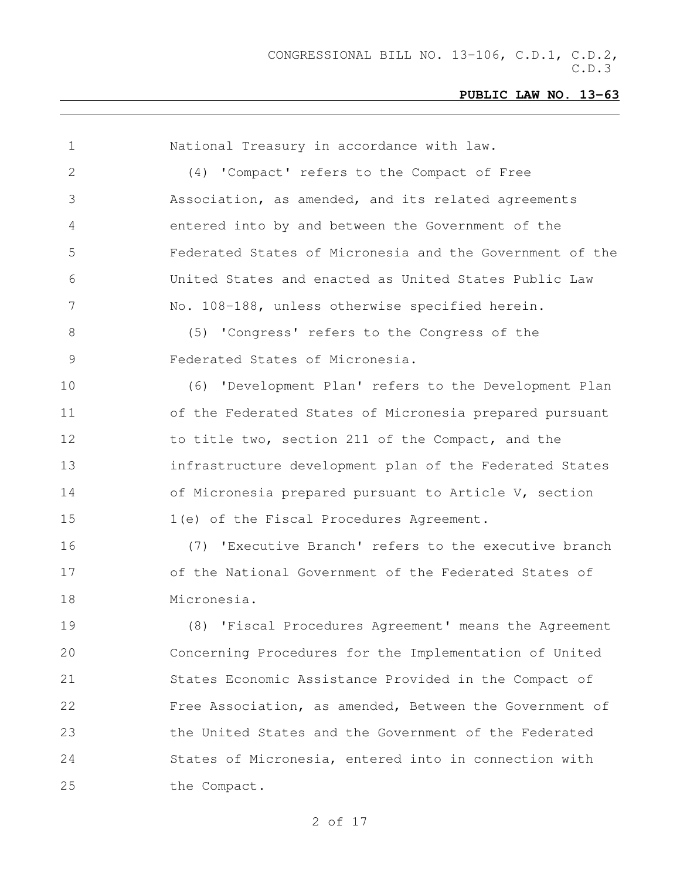National Treasury in accordance with law.

(4) 'Compact' refers to the Compact of Free Association, as amended, and its related agreements entered into by and between the Government of the Federated States of Micronesia and the Government of the United States and enacted as United States Public Law No. 108-188, unless otherwise specified herein.

(5) 'Congress' refers to the Congress of the Federated States of Micronesia.

(6) 'Development Plan' refers to the Development Plan of the Federated States of Micronesia prepared pursuant to title two, section 211 of the Compact, and the infrastructure development plan of the Federated States of Micronesia prepared pursuant to Article V, section 1(e) of the Fiscal Procedures Agreement.

(7) 'Executive Branch' refers to the executive branch of the National Government of the Federated States of Micronesia.

(8) 'Fiscal Procedures Agreement' means the Agreement Concerning Procedures for the Implementation of United States Economic Assistance Provided in the Compact of Free Association, as amended, Between the Government of the United States and the Government of the Federated States of Micronesia, entered into in connection with the Compact.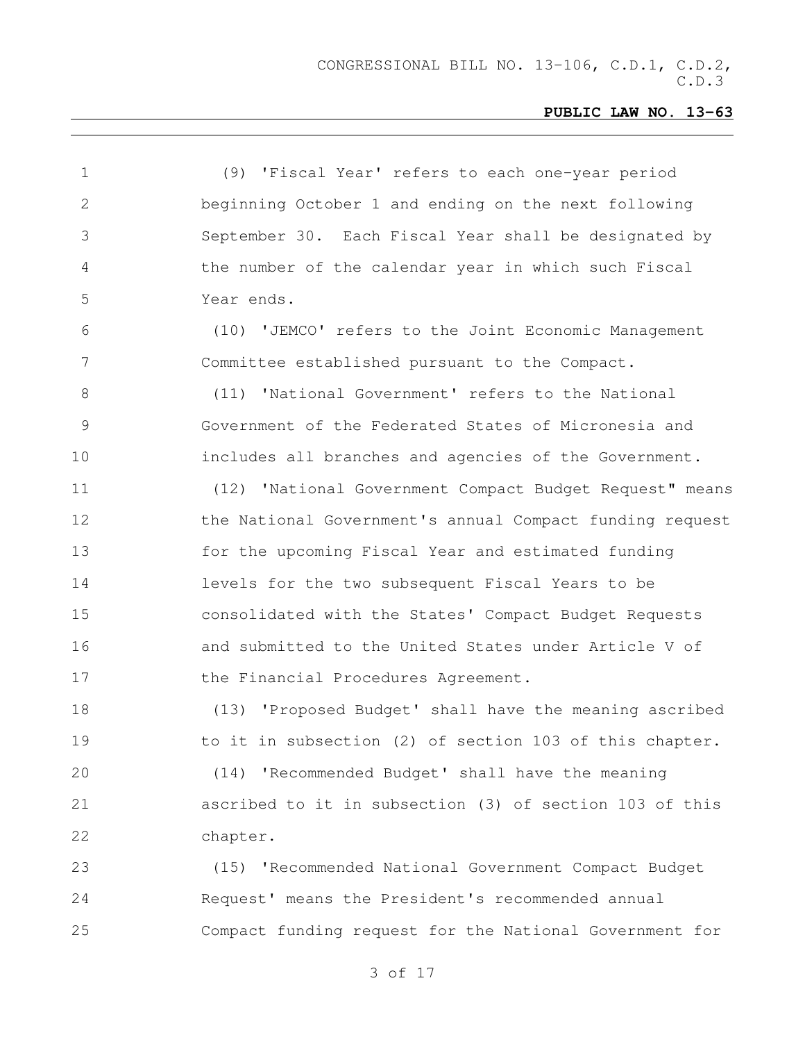(9) 'Fiscal Year' refers to each one-year period beginning October 1 and ending on the next following September 30. Each Fiscal Year shall be designated by the number of the calendar year in which such Fiscal Year ends.

(10) 'JEMCO' refers to the Joint Economic Management Committee established pursuant to the Compact.

(11) 'National Government' refers to the National Government of the Federated States of Micronesia and includes all branches and agencies of the Government.

(12) 'National Government Compact Budget Request" means the National Government's annual Compact funding request for the upcoming Fiscal Year and estimated funding levels for the two subsequent Fiscal Years to be consolidated with the States' Compact Budget Requests and submitted to the United States under Article V of the Financial Procedures Agreement.

(13) 'Proposed Budget' shall have the meaning ascribed to it in subsection (2) of section 103 of this chapter.

(14) 'Recommended Budget' shall have the meaning ascribed to it in subsection (3) of section 103 of this chapter.

(15) 'Recommended National Government Compact Budget Request' means the President's recommended annual Compact funding request for the National Government for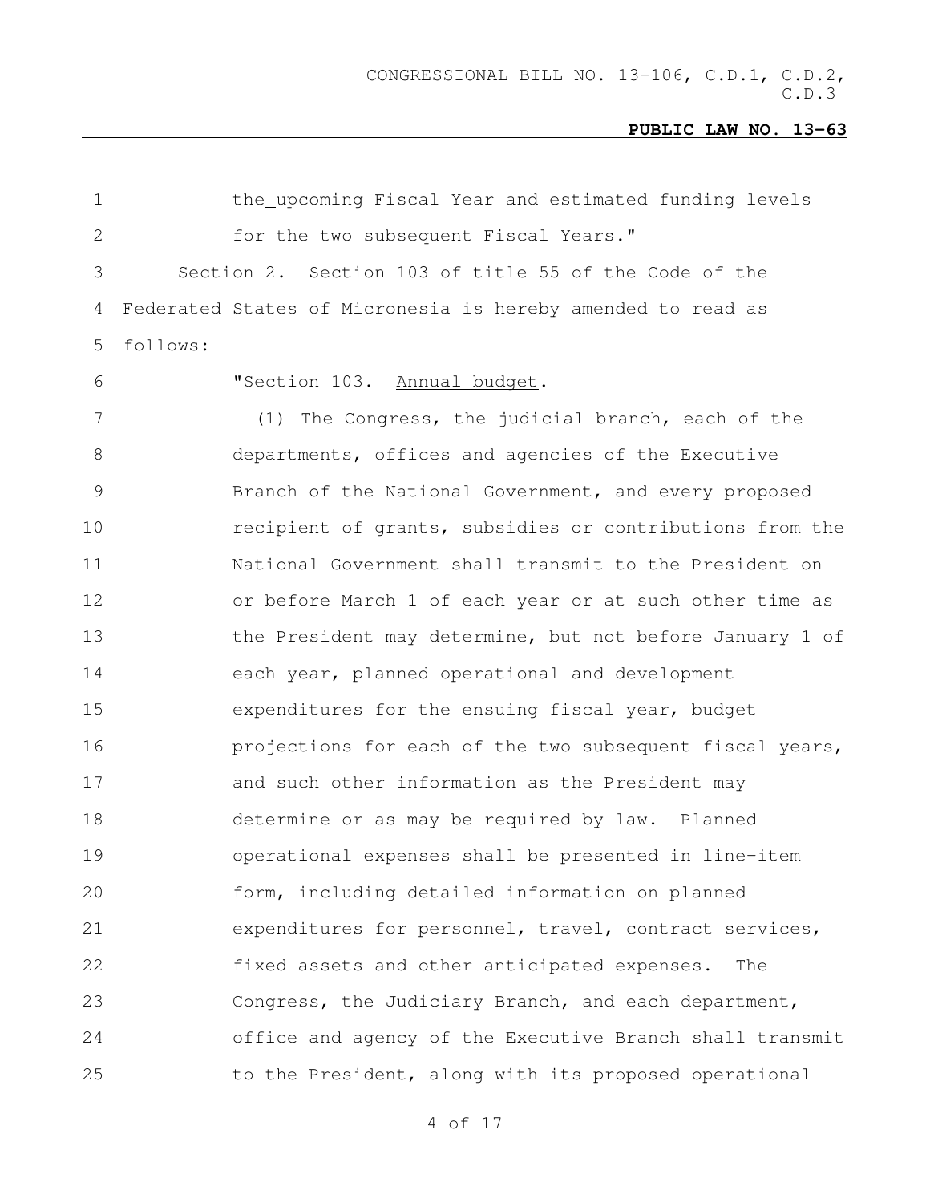the_upcoming Fiscal Year and estimated funding levels for the two subsequent Fiscal Years."

Section 2. Section 103 of title 55 of the Code of the Federated States of Micronesia is hereby amended to read as follows:

"Section 103. Annual budget.

(1) The Congress, the judicial branch, each of the departments, offices and agencies of the Executive Branch of the National Government, and every proposed recipient of grants, subsidies or contributions from the National Government shall transmit to the President on or before March 1 of each year or at such other time as the President may determine, but not before January 1 of each year, planned operational and development expenditures for the ensuing fiscal year, budget projections for each of the two subsequent fiscal years, and such other information as the President may determine or as may be required by law. Planned operational expenses shall be presented in line-item form, including detailed information on planned expenditures for personnel, travel, contract services, fixed assets and other anticipated expenses. The Congress, the Judiciary Branch, and each department, office and agency of the Executive Branch shall transmit to the President, along with its proposed operational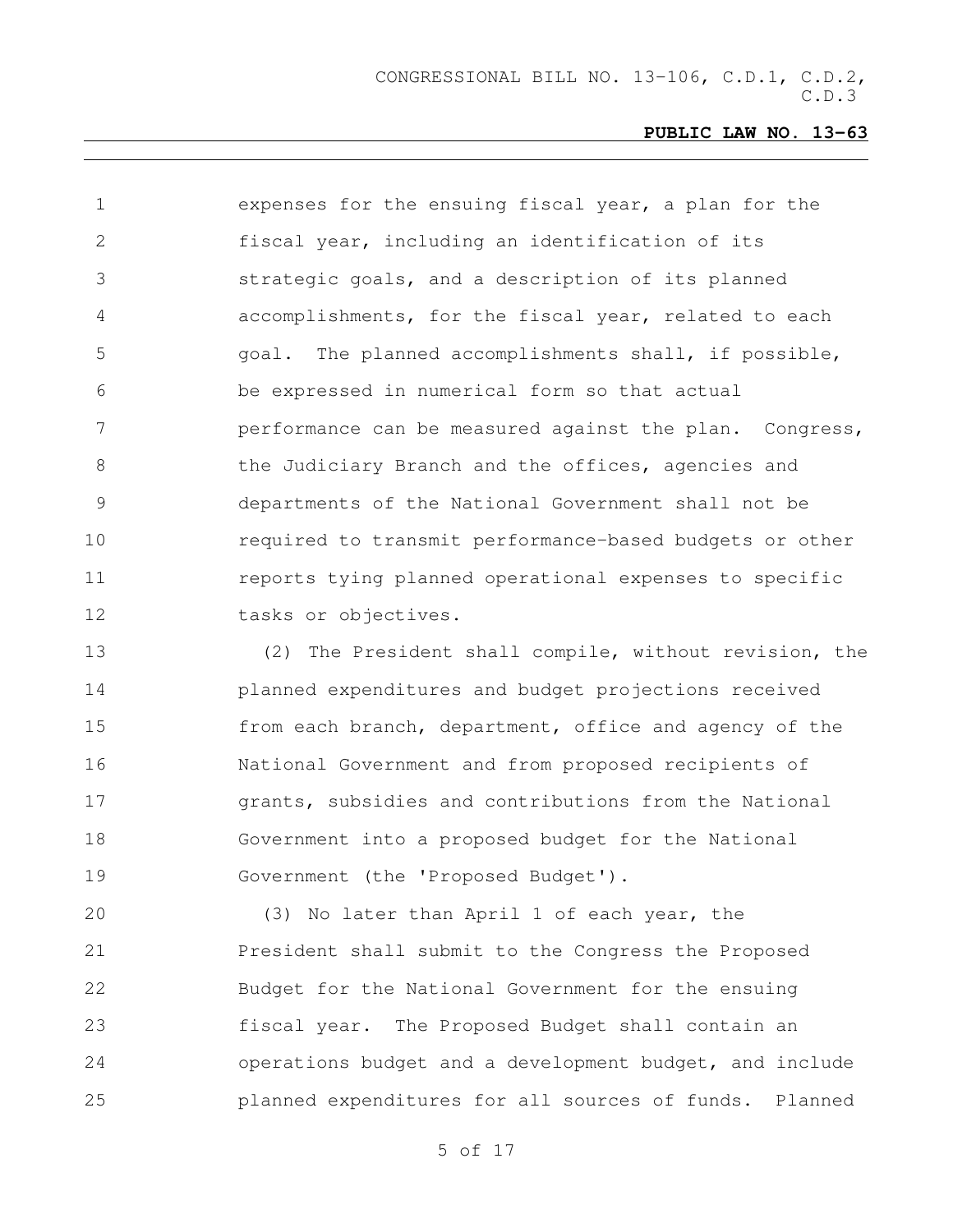expenses for the ensuing fiscal year, a plan for the fiscal year, including an identification of its strategic goals, and a description of its planned accomplishments, for the fiscal year, related to each goal. The planned accomplishments shall, if possible, be expressed in numerical form so that actual performance can be measured against the plan. Congress, the Judiciary Branch and the offices, agencies and departments of the National Government shall not be required to transmit performance-based budgets or other reports tying planned operational expenses to specific tasks or objectives.

(2) The President shall compile, without revision, the planned expenditures and budget projections received from each branch, department, office and agency of the National Government and from proposed recipients of grants, subsidies and contributions from the National Government into a proposed budget for the National Government (the 'Proposed Budget').

(3) No later than April 1 of each year, the President shall submit to the Congress the Proposed Budget for the National Government for the ensuing fiscal year. The Proposed Budget shall contain an operations budget and a development budget, and include planned expenditures for all sources of funds. Planned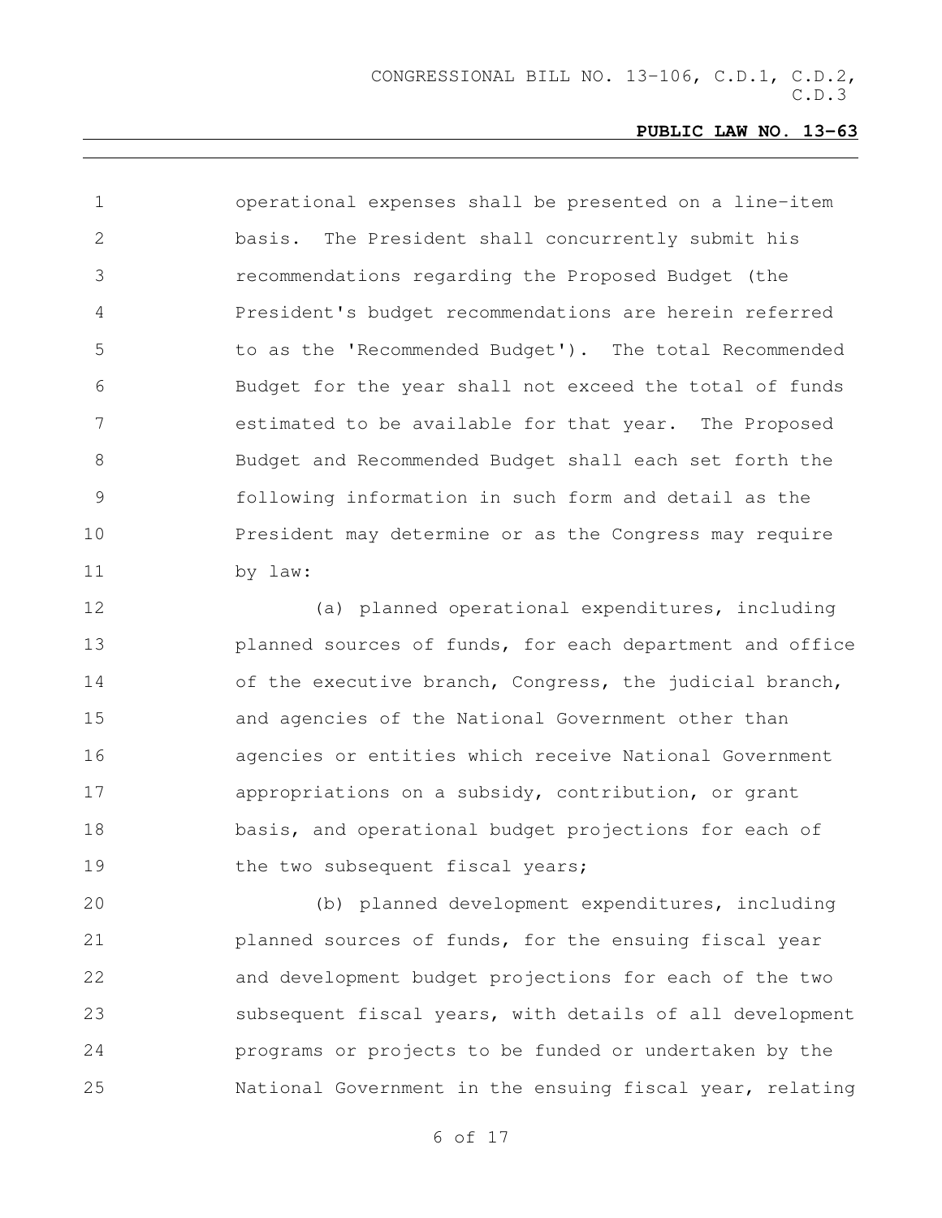operational expenses shall be presented on a line-item basis. The President shall concurrently submit his recommendations regarding the Proposed Budget (the President's budget recommendations are herein referred to as the 'Recommended Budget'). The total Recommended Budget for the year shall not exceed the total of funds estimated to be available for that year. The Proposed Budget and Recommended Budget shall each set forth the following information in such form and detail as the President may determine or as the Congress may require by law:

(a) planned operational expenditures, including planned sources of funds, for each department and office of the executive branch, Congress, the judicial branch, and agencies of the National Government other than agencies or entities which receive National Government appropriations on a subsidy, contribution, or grant basis, and operational budget projections for each of the two subsequent fiscal years;

(b) planned development expenditures, including planned sources of funds, for the ensuing fiscal year and development budget projections for each of the two subsequent fiscal years, with details of all development programs or projects to be funded or undertaken by the National Government in the ensuing fiscal year, relating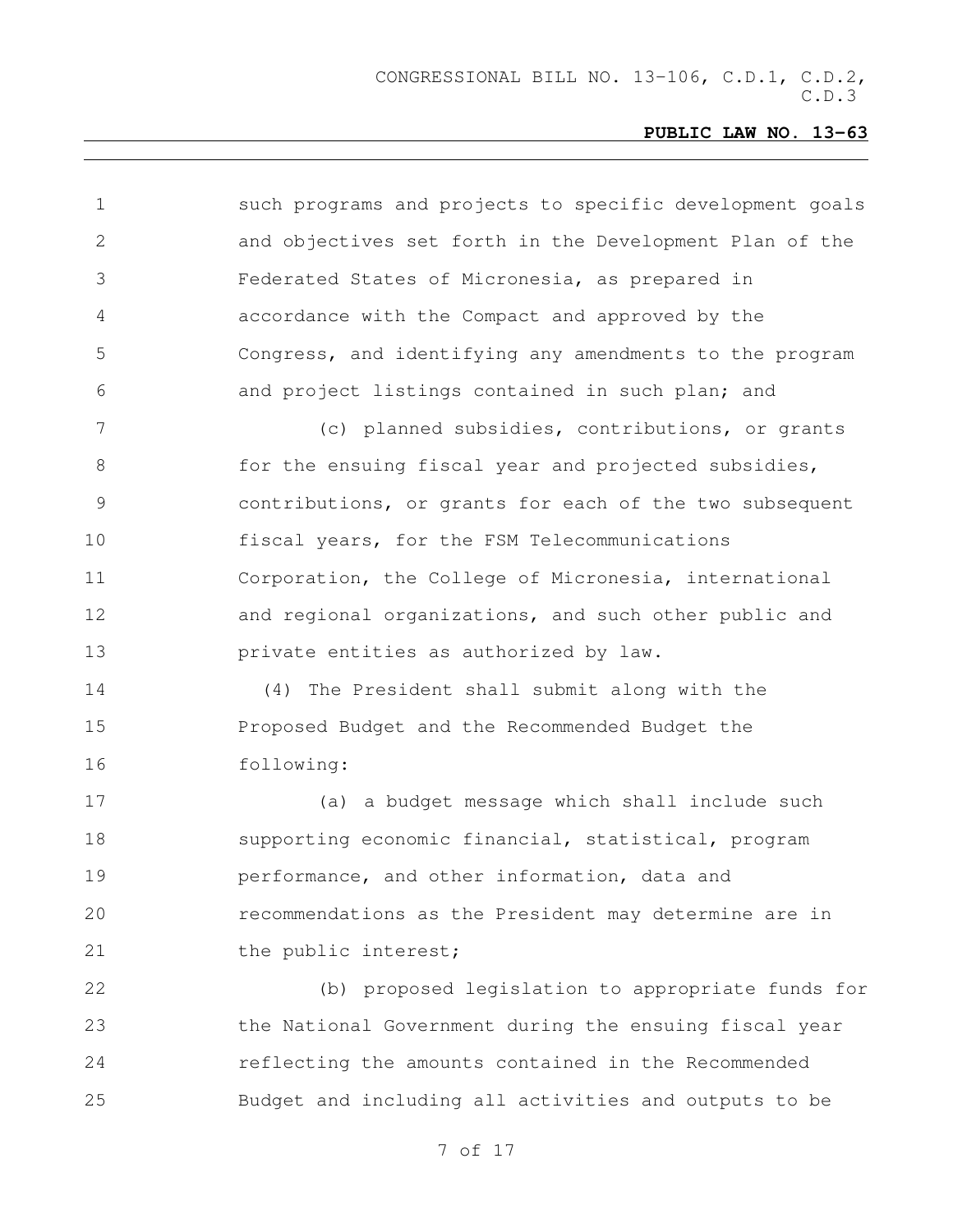such programs and projects to specific development goals and objectives set forth in the Development Plan of the Federated States of Micronesia, as prepared in accordance with the Compact and approved by the Congress, and identifying any amendments to the program and project listings contained in such plan; and

(c) planned subsidies, contributions, or grants for the ensuing fiscal year and projected subsidies, contributions, or grants for each of the two subsequent fiscal years, for the FSM Telecommunications Corporation, the College of Micronesia, international and regional organizations, and such other public and private entities as authorized by law.

(4) The President shall submit along with the Proposed Budget and the Recommended Budget the following:

(a) a budget message which shall include such supporting economic financial, statistical, program performance, and other information, data and recommendations as the President may determine are in the public interest;

(b) proposed legislation to appropriate funds for the National Government during the ensuing fiscal year reflecting the amounts contained in the Recommended Budget and including all activities and outputs to be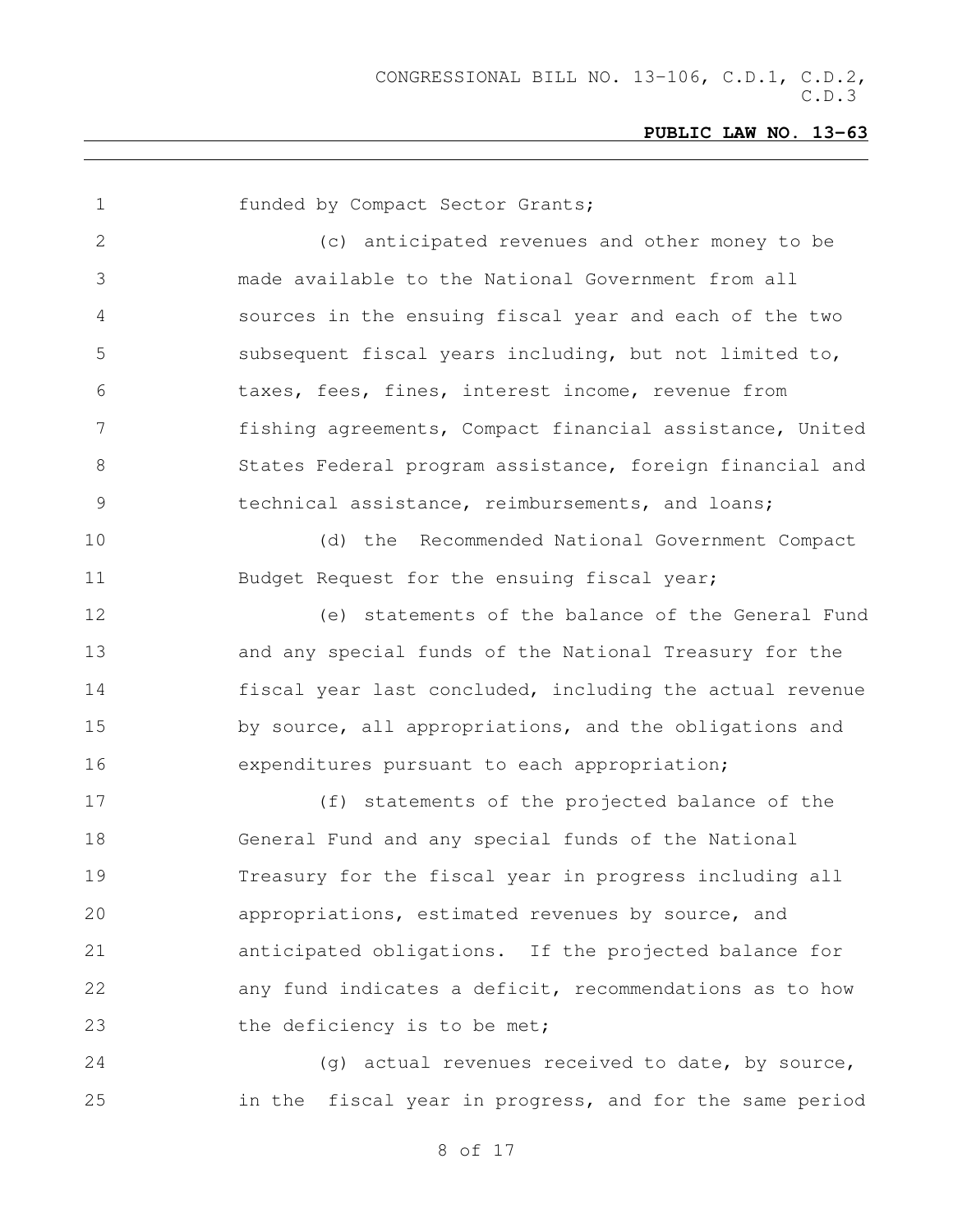funded by Compact Sector Grants;

(c) anticipated revenues and other money to be made available to the National Government from all sources in the ensuing fiscal year and each of the two subsequent fiscal years including, but not limited to, taxes, fees, fines, interest income, revenue from fishing agreements, Compact financial assistance, United States Federal program assistance, foreign financial and technical assistance, reimbursements, and loans;

(d) the Recommended National Government Compact Budget Request for the ensuing fiscal year;

(e) statements of the balance of the General Fund and any special funds of the National Treasury for the fiscal year last concluded, including the actual revenue by source, all appropriations, and the obligations and expenditures pursuant to each appropriation;

(f) statements of the projected balance of the General Fund and any special funds of the National Treasury for the fiscal year in progress including all appropriations, estimated revenues by source, and anticipated obligations. If the projected balance for any fund indicates a deficit, recommendations as to how the deficiency is to be met;

(g) actual revenues received to date, by source, in the fiscal year in progress, and for the same period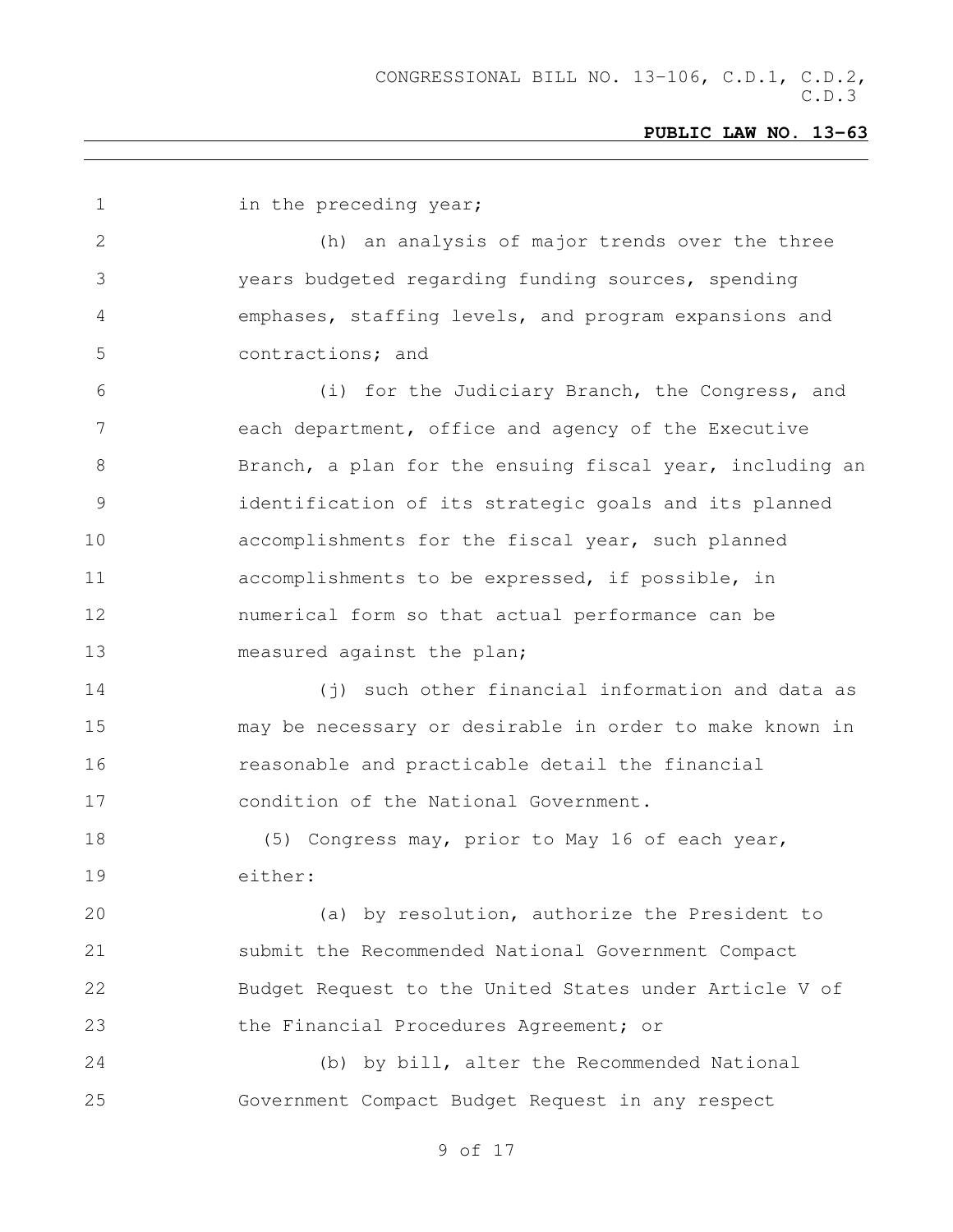in the preceding year;

(h) an analysis of major trends over the three years budgeted regarding funding sources, spending emphases, staffing levels, and program expansions and contractions; and

(i) for the Judiciary Branch, the Congress, and each department, office and agency of the Executive Branch, a plan for the ensuing fiscal year, including an identification of its strategic goals and its planned accomplishments for the fiscal year, such planned accomplishments to be expressed, if possible, in numerical form so that actual performance can be measured against the plan;

(j) such other financial information and data as may be necessary or desirable in order to make known in reasonable and practicable detail the financial condition of the National Government.

(5) Congress may, prior to May 16 of each year, either:

(a) by resolution, authorize the President to submit the Recommended National Government Compact Budget Request to the United States under Article V of the Financial Procedures Agreement; or

(b) by bill, alter the Recommended National Government Compact Budget Request in any respect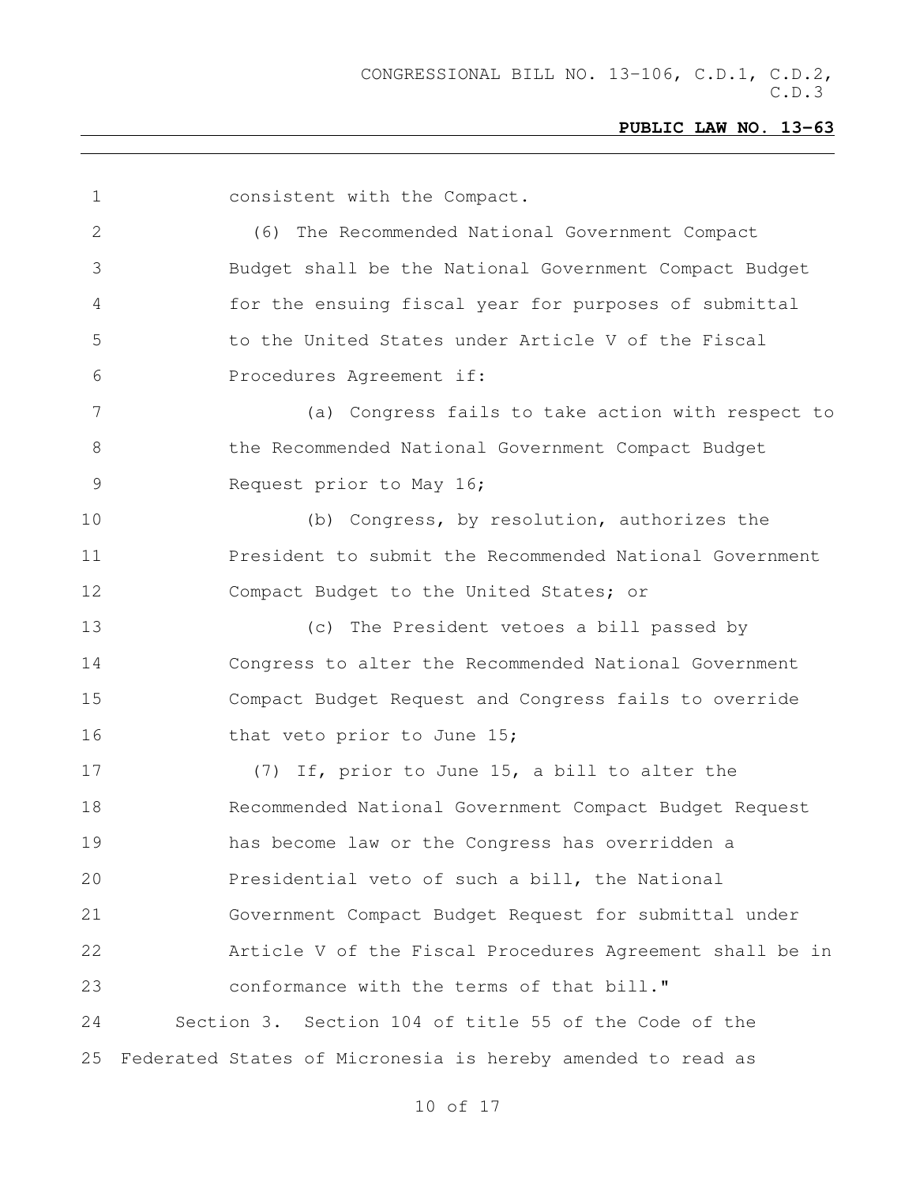consistent with the Compact.

(6) The Recommended National Government Compact Budget shall be the National Government Compact Budget for the ensuing fiscal year for purposes of submittal to the United States under Article V of the Fiscal Procedures Agreement if:

(a) Congress fails to take action with respect to the Recommended National Government Compact Budget Request prior to May 16;

(b) Congress, by resolution, authorizes the President to submit the Recommended National Government Compact Budget to the United States; or

(c) The President vetoes a bill passed by Congress to alter the Recommended National Government Compact Budget Request and Congress fails to override that veto prior to June 15;

(7) If, prior to June 15, a bill to alter the Recommended National Government Compact Budget Request has become law or the Congress has overridden a Presidential veto of such a bill, the National Government Compact Budget Request for submittal under Article V of the Fiscal Procedures Agreement shall be in conformance with the terms of that bill."

Section 3. Section 104 of title 55 of the Code of the Federated States of Micronesia is hereby amended to read as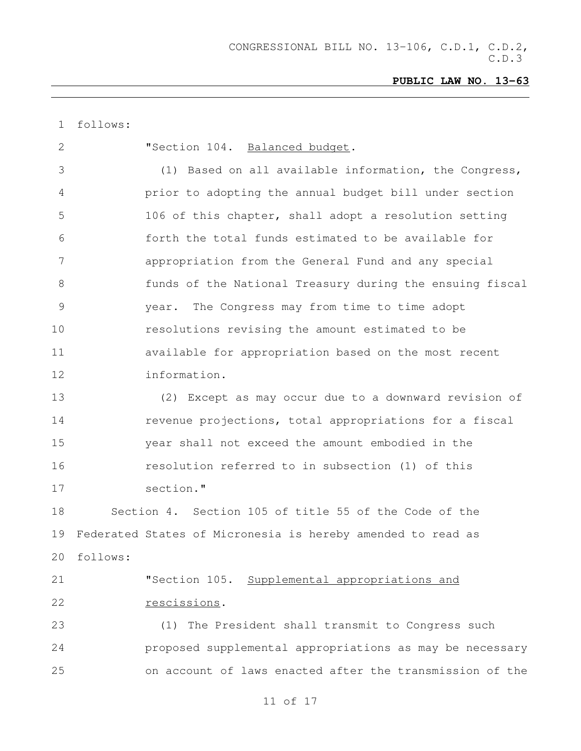follows:

"Section 104. Balanced budget.

(1) Based on all available information, the Congress, prior to adopting the annual budget bill under section 106 of this chapter, shall adopt a resolution setting forth the total funds estimated to be available for appropriation from the General Fund and any special funds of the National Treasury during the ensuing fiscal year. The Congress may from time to time adopt resolutions revising the amount estimated to be available for appropriation based on the most recent information.

(2) Except as may occur due to a downward revision of revenue projections, total appropriations for a fiscal year shall not exceed the amount embodied in the resolution referred to in subsection (1) of this section."

Section 4. Section 105 of title 55 of the Code of the Federated States of Micronesia is hereby amended to read as follows:

"Section 105. Supplemental appropriations and rescissions.

(1) The President shall transmit to Congress such proposed supplemental appropriations as may be necessary on account of laws enacted after the transmission of the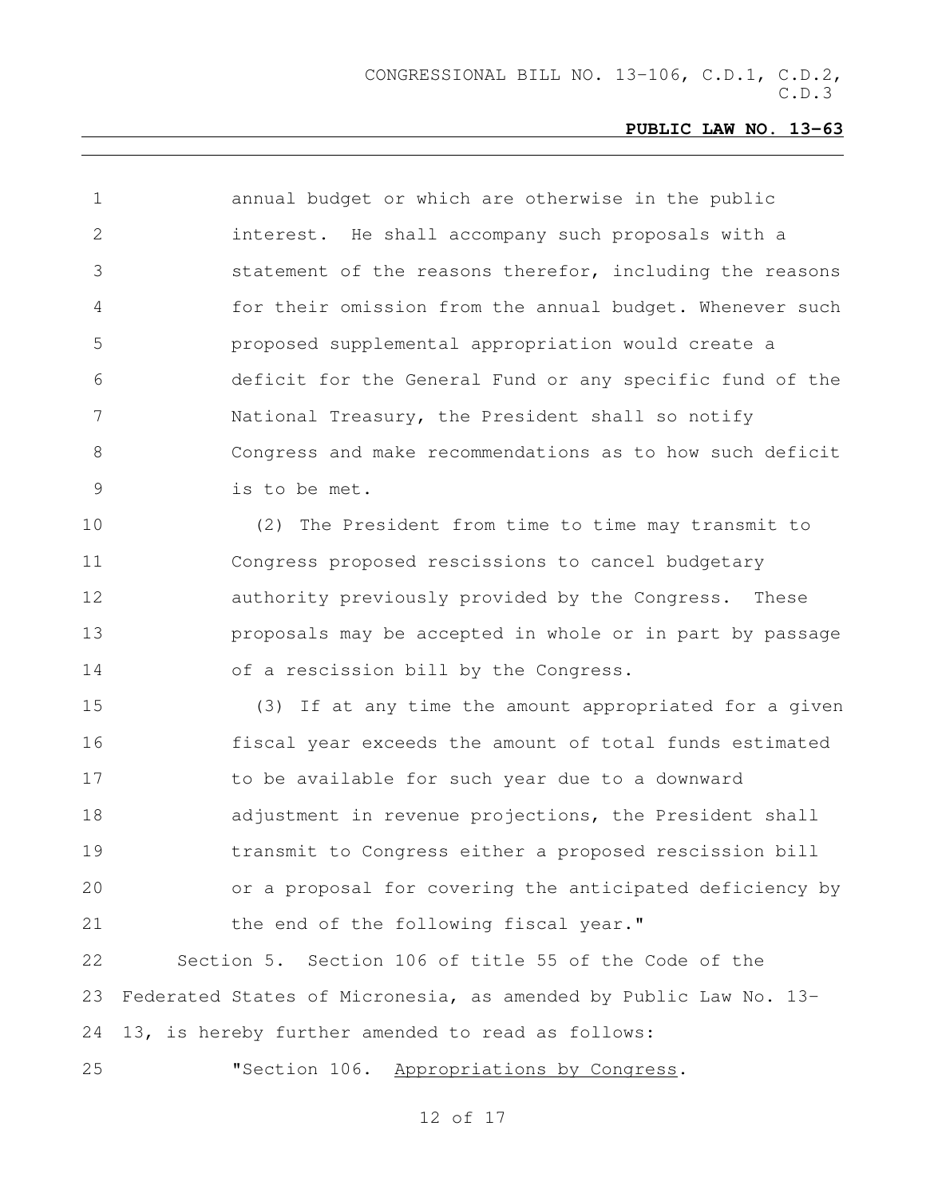annual budget or which are otherwise in the public interest. He shall accompany such proposals with a statement of the reasons therefor, including the reasons for their omission from the annual budget. Whenever such proposed supplemental appropriation would create a deficit for the General Fund or any specific fund of the National Treasury, the President shall so notify Congress and make recommendations as to how such deficit is to be met.

(2) The President from time to time may transmit to Congress proposed rescissions to cancel budgetary authority previously provided by the Congress. These proposals may be accepted in whole or in part by passage of a rescission bill by the Congress.

(3) If at any time the amount appropriated for a given fiscal year exceeds the amount of total funds estimated to be available for such year due to a downward adjustment in revenue projections, the President shall transmit to Congress either a proposed rescission bill or a proposal for covering the anticipated deficiency by the end of the following fiscal year."

Section 5. Section 106 of title 55 of the Code of the Federated States of Micronesia, as amended by Public Law No. 13-13, is hereby further amended to read as follows:

"Section 106. Appropriations by Congress.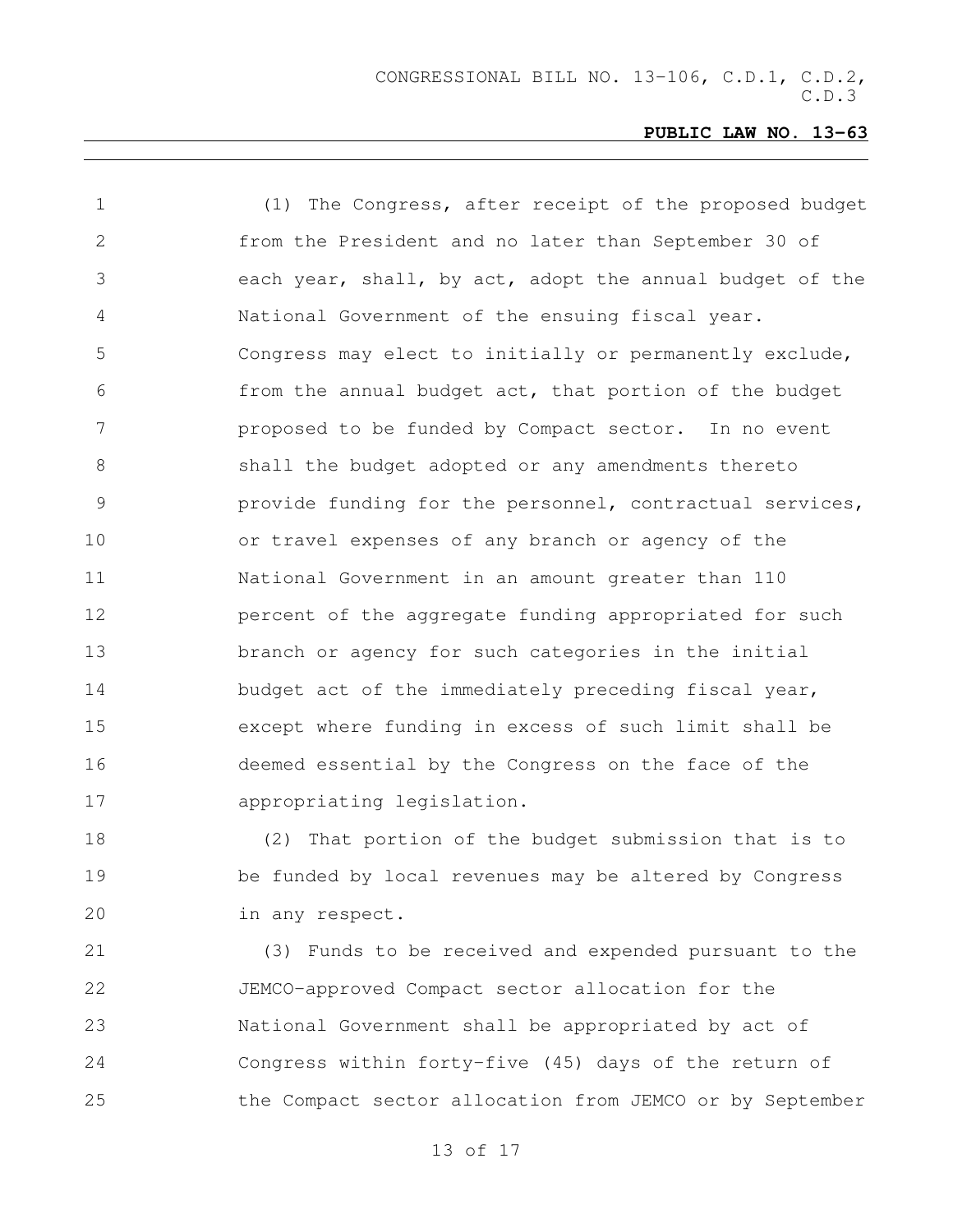(1) The Congress, after receipt of the proposed budget from the President and no later than September 30 of each year, shall, by act, adopt the annual budget of the National Government of the ensuing fiscal year. Congress may elect to initially or permanently exclude, from the annual budget act, that portion of the budget proposed to be funded by Compact sector. In no event shall the budget adopted or any amendments thereto provide funding for the personnel, contractual services, or travel expenses of any branch or agency of the National Government in an amount greater than 110 percent of the aggregate funding appropriated for such branch or agency for such categories in the initial budget act of the immediately preceding fiscal year, except where funding in excess of such limit shall be deemed essential by the Congress on the face of the appropriating legislation.

(2) That portion of the budget submission that is to be funded by local revenues may be altered by Congress in any respect.

(3) Funds to be received and expended pursuant to the JEMCO-approved Compact sector allocation for the National Government shall be appropriated by act of Congress within forty-five (45) days of the return of the Compact sector allocation from JEMCO or by September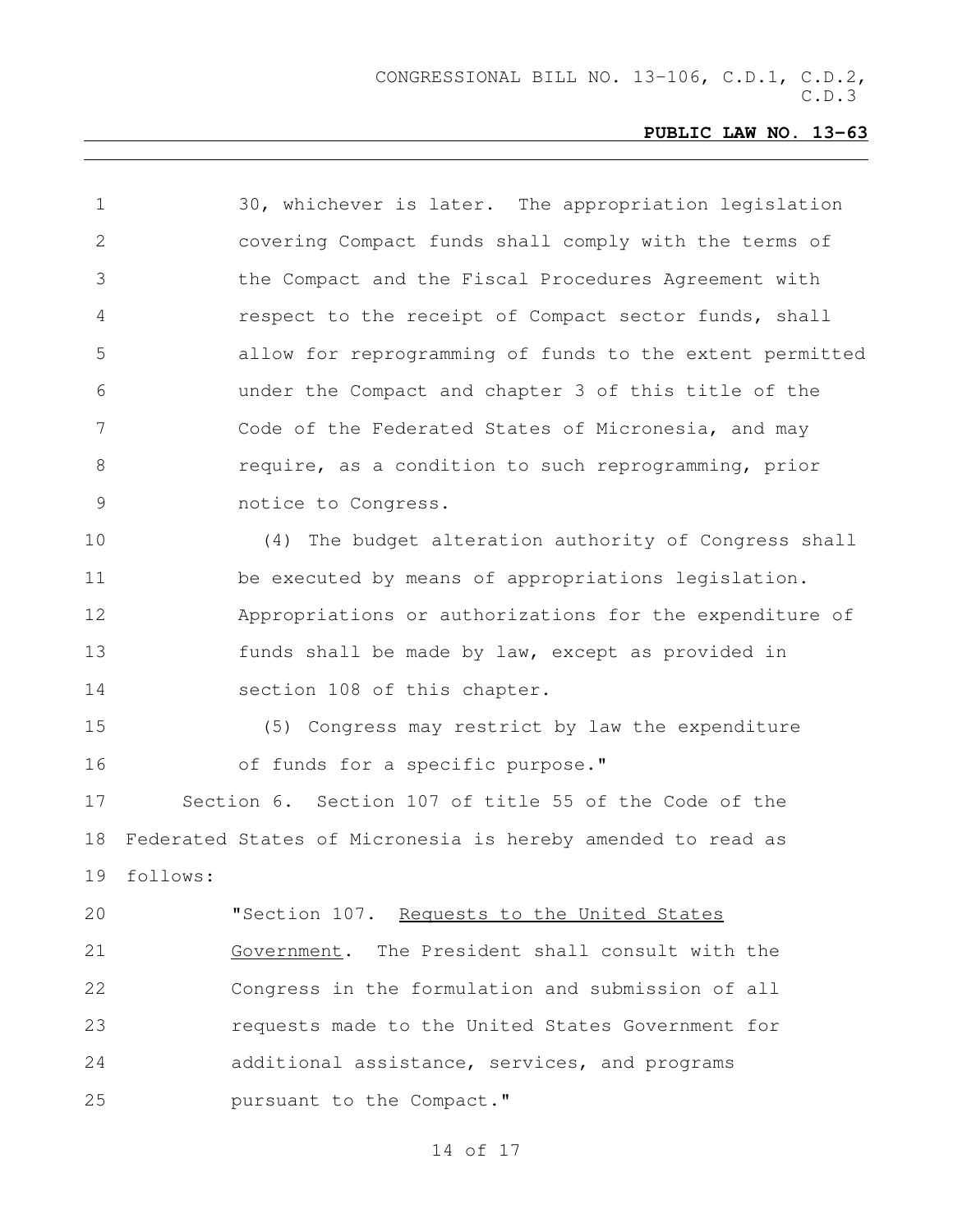30, whichever is later. The appropriation legislation covering Compact funds shall comply with the terms of the Compact and the Fiscal Procedures Agreement with respect to the receipt of Compact sector funds, shall allow for reprogramming of funds to the extent permitted under the Compact and chapter 3 of this title of the Code of the Federated States of Micronesia, and may require, as a condition to such reprogramming, prior notice to Congress.

(4) The budget alteration authority of Congress shall be executed by means of appropriations legislation. Appropriations or authorizations for the expenditure of funds shall be made by law, except as provided in section 108 of this chapter.

(5) Congress may restrict by law the expenditure of funds for a specific purpose."

Section 6. Section 107 of title 55 of the Code of the Federated States of Micronesia is hereby amended to read as follows:

"Section 107. Requests to the United States Government. The President shall consult with the Congress in the formulation and submission of all requests made to the United States Government for additional assistance, services, and programs pursuant to the Compact."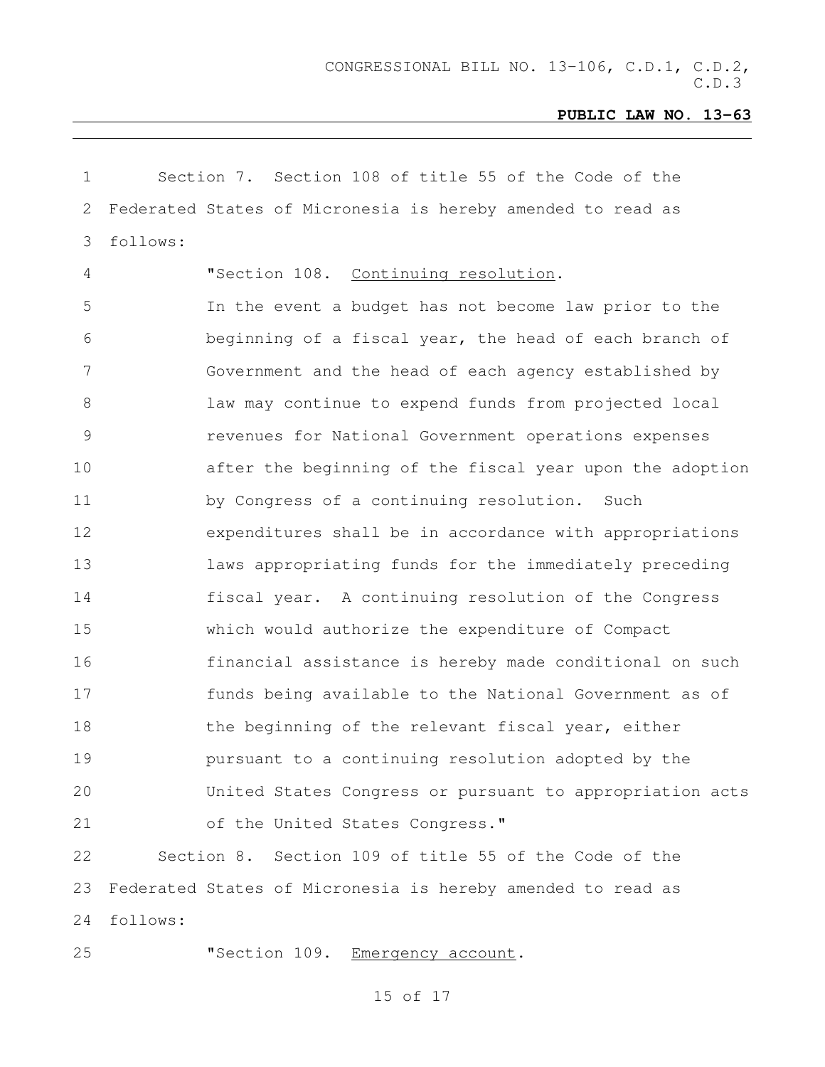Section 7. Section 108 of title 55 of the Code of the Federated States of Micronesia is hereby amended to read as follows:

> "Section 108. Continuing resolution.
>
> In the event a budget has not become law prior to the beginning of a fiscal year, the head of each branch of Government and the head of each agency established by law may continue to expend funds from projected local revenues for National Government operations expenses after the beginning of the fiscal year upon the adoption by Congress of a continuing resolution. Such expenditures shall be in accordance with appropriations laws appropriating funds for the immediately preceding fiscal year. A continuing resolution of the Congress which would authorize the expenditure of Compact financial assistance is hereby made conditional on such funds being available to the National Government as of the beginning of the relevant fiscal year, either pursuant to a continuing resolution adopted by the United States Congress or pursuant to appropriation acts of the United States Congress."

Section 8. Section 109 of title 55 of the Code of the Federated States of Micronesia is hereby amended to read as follows:

> "Section 109. Emergency account.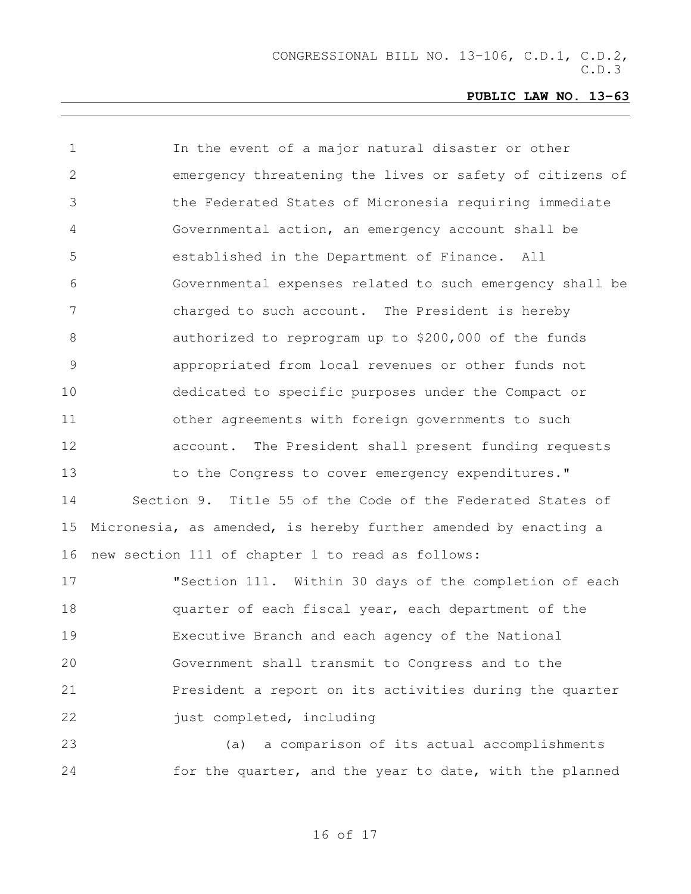In the event of a major natural disaster or other emergency threatening the lives or safety of citizens of the Federated States of Micronesia requiring immediate Governmental action, an emergency account shall be established in the Department of Finance. All Governmental expenses related to such emergency shall be charged to such account. The President is hereby authorized to reprogram up to $200,000 of the funds appropriated from local revenues or other funds not dedicated to specific purposes under the Compact or other agreements with foreign governments to such account. The President shall present funding requests to the Congress to cover emergency expenditures."

Section 9. Title 55 of the Code of the Federated States of Micronesia, as amended, is hereby further amended by enacting a new section 111 of chapter 1 to read as follows:

"Section 111. Within 30 days of the completion of each quarter of each fiscal year, each department of the Executive Branch and each agency of the National Government shall transmit to Congress and to the President a report on its activities during the quarter just completed, including

(a) a comparison of its actual accomplishments for the quarter, and the year to date, with the planned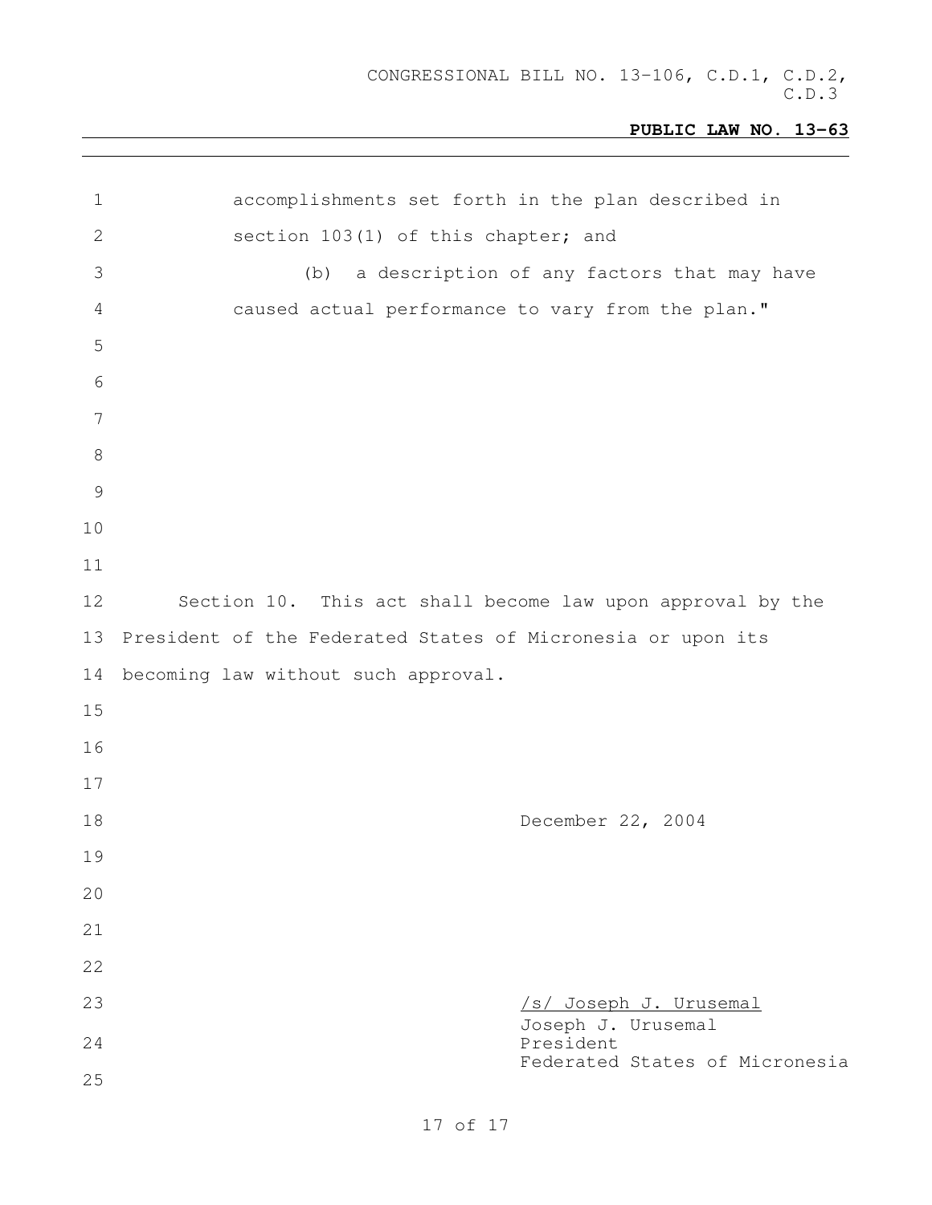accomplishments set forth in the plan described in section 103(1) of this chapter; and

(b) a description of any factors that may have caused actual performance to vary from the plan."

Section 10. This act shall become law upon approval by the President of the Federated States of Micronesia or upon its becoming law without such approval.

December 22, 2004

/s/ Joseph J. Urusemal
Joseph J. Urusemal
President
Federated States of Micronesia